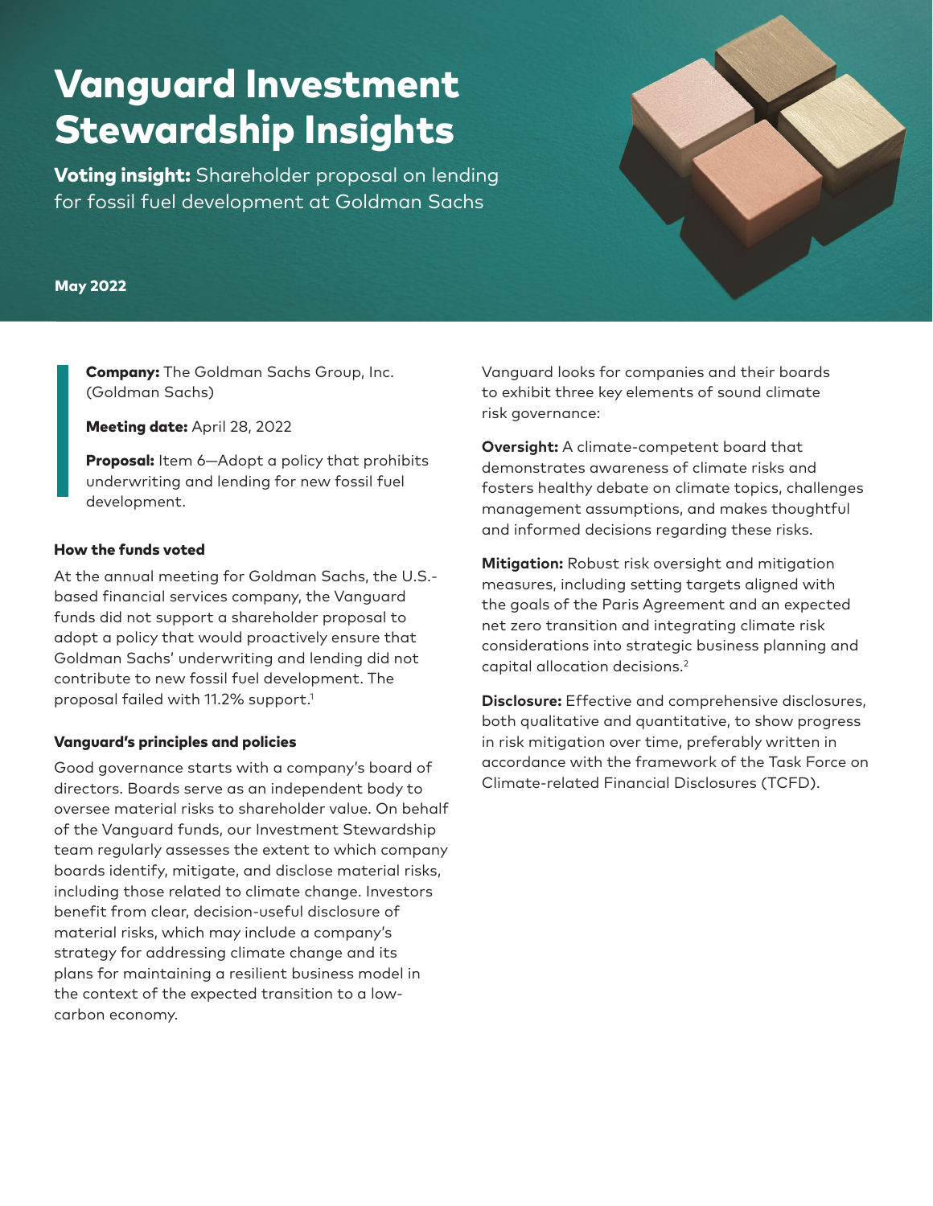# Vanguard Investment Stewardship Insights

**Voting insight:** Shareholder proposal on lending for fossil fuel development at Goldman Sachs

**May 2022**

**Company:** The Goldman Sachs Group, Inc. (Goldman Sachs)

**Meeting date:** April 28, 2022

**Proposal:** Item 6—Adopt a policy that prohibits underwriting and lending for new fossil fuel development.

### How the funds voted

At the annual meeting for Goldman Sachs, the U.S.-based financial services company, the Vanguard funds did not support a shareholder proposal to adopt a policy that would proactively ensure that Goldman Sachs' underwriting and lending did not contribute to new fossil fuel development. The proposal failed with 11.2% support.[1]

### Vanguard's principles and policies

Good governance starts with a company's board of directors. Boards serve as an independent body to oversee material risks to shareholder value. On behalf of the Vanguard funds, our Investment Stewardship team regularly assesses the extent to which company boards identify, mitigate, and disclose material risks, including those related to climate change. Investors benefit from clear, decision-useful disclosure of material risks, which may include a company's strategy for addressing climate change and its plans for maintaining a resilient business model in the context of the expected transition to a low-carbon economy.

Vanguard looks for companies and their boards to exhibit three key elements of sound climate risk governance:

**Oversight:** A climate-competent board that demonstrates awareness of climate risks and fosters healthy debate on climate topics, challenges management assumptions, and makes thoughtful and informed decisions regarding these risks.

**Mitigation:** Robust risk oversight and mitigation measures, including setting targets aligned with the goals of the Paris Agreement and an expected net zero transition and integrating climate risk considerations into strategic business planning and capital allocation decisions.[2]

**Disclosure:** Effective and comprehensive disclosures, both qualitative and quantitative, to show progress in risk mitigation over time, preferably written in accordance with the framework of the Task Force on Climate-related Financial Disclosures (TCFD).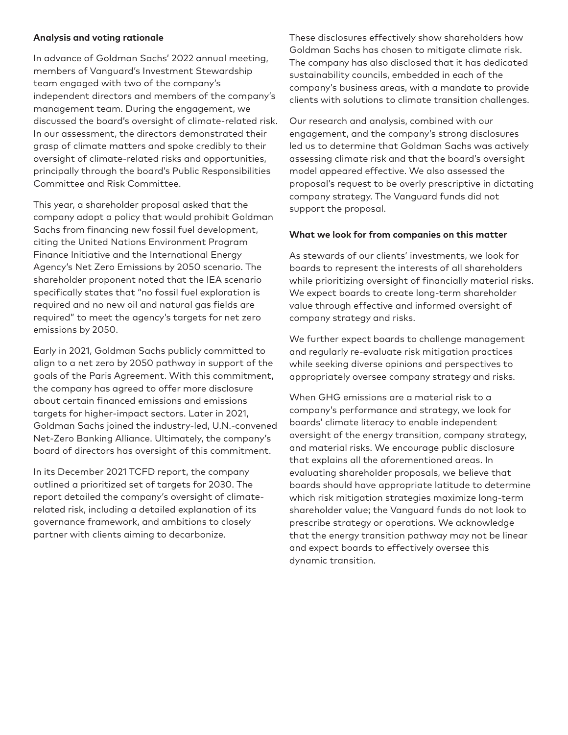**Analysis and voting rationale**

In advance of Goldman Sachs' 2022 annual meeting, members of Vanguard's Investment Stewardship team engaged with two of the company's independent directors and members of the company's management team. During the engagement, we discussed the board's oversight of climate-related risk. In our assessment, the directors demonstrated their grasp of climate matters and spoke credibly to their oversight of climate-related risks and opportunities, principally through the board's Public Responsibilities Committee and Risk Committee.

This year, a shareholder proposal asked that the company adopt a policy that would prohibit Goldman Sachs from financing new fossil fuel development, citing the United Nations Environment Program Finance Initiative and the International Energy Agency's Net Zero Emissions by 2050 scenario. The shareholder proponent noted that the IEA scenario specifically states that "no fossil fuel exploration is required and no new oil and natural gas fields are required" to meet the agency's targets for net zero emissions by 2050.

Early in 2021, Goldman Sachs publicly committed to align to a net zero by 2050 pathway in support of the goals of the Paris Agreement. With this commitment, the company has agreed to offer more disclosure about certain financed emissions and emissions targets for higher-impact sectors. Later in 2021, Goldman Sachs joined the industry-led, U.N.-convened Net-Zero Banking Alliance. Ultimately, the company's board of directors has oversight of this commitment.

In its December 2021 TCFD report, the company outlined a prioritized set of targets for 2030. The report detailed the company's oversight of climate-related risk, including a detailed explanation of its governance framework, and ambitions to closely partner with clients aiming to decarbonize.

These disclosures effectively show shareholders how Goldman Sachs has chosen to mitigate climate risk. The company has also disclosed that it has dedicated sustainability councils, embedded in each of the company's business areas, with a mandate to provide clients with solutions to climate transition challenges.

Our research and analysis, combined with our engagement, and the company's strong disclosures led us to determine that Goldman Sachs was actively assessing climate risk and that the board's oversight model appeared effective. We also assessed the proposal's request to be overly prescriptive in dictating company strategy. The Vanguard funds did not support the proposal.

**What we look for from companies on this matter**

As stewards of our clients' investments, we look for boards to represent the interests of all shareholders while prioritizing oversight of financially material risks. We expect boards to create long-term shareholder value through effective and informed oversight of company strategy and risks.

We further expect boards to challenge management and regularly re-evaluate risk mitigation practices while seeking diverse opinions and perspectives to appropriately oversee company strategy and risks.

When GHG emissions are a material risk to a company's performance and strategy, we look for boards' climate literacy to enable independent oversight of the energy transition, company strategy, and material risks. We encourage public disclosure that explains all the aforementioned areas. In evaluating shareholder proposals, we believe that boards should have appropriate latitude to determine which risk mitigation strategies maximize long-term shareholder value; the Vanguard funds do not look to prescribe strategy or operations. We acknowledge that the energy transition pathway may not be linear and expect boards to effectively oversee this dynamic transition.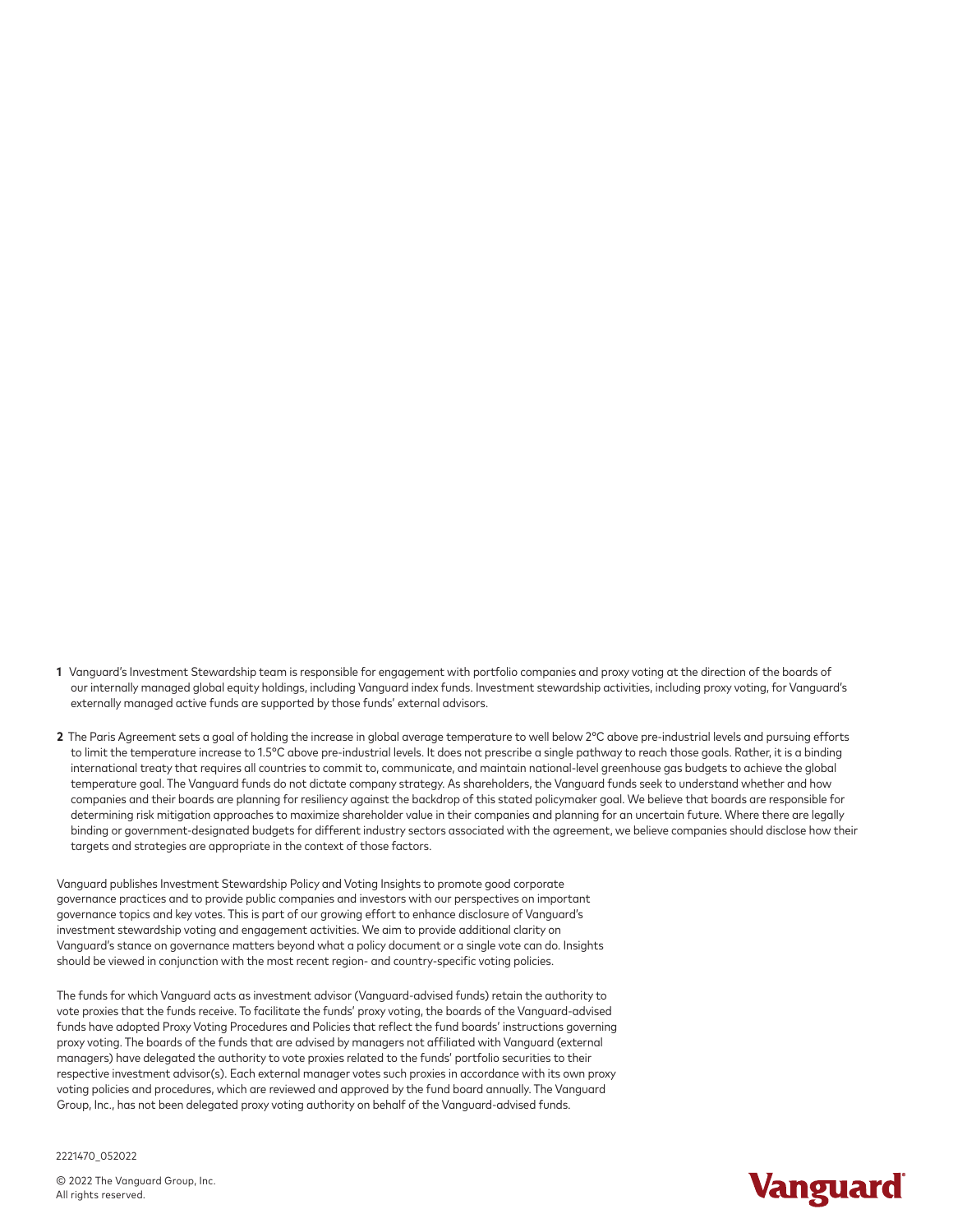1 Vanguard's Investment Stewardship team is responsible for engagement with portfolio companies and proxy voting at the direction of the boards of our internally managed global equity holdings, including Vanguard index funds. Investment stewardship activities, including proxy voting, for Vanguard's externally managed active funds are supported by those funds' external advisors.

2 The Paris Agreement sets a goal of holding the increase in global average temperature to well below 2°C above pre-industrial levels and pursuing efforts to limit the temperature increase to 1.5°C above pre-industrial levels. It does not prescribe a single pathway to reach those goals. Rather, it is a binding international treaty that requires all countries to commit to, communicate, and maintain national-level greenhouse gas budgets to achieve the global temperature goal. The Vanguard funds do not dictate company strategy. As shareholders, the Vanguard funds seek to understand whether and how companies and their boards are planning for resiliency against the backdrop of this stated policymaker goal. We believe that boards are responsible for determining risk mitigation approaches to maximize shareholder value in their companies and planning for an uncertain future. Where there are legally binding or government-designated budgets for different industry sectors associated with the agreement, we believe companies should disclose how their targets and strategies are appropriate in the context of those factors.

Vanguard publishes Investment Stewardship Policy and Voting Insights to promote good corporate governance practices and to provide public companies and investors with our perspectives on important governance topics and key votes. This is part of our growing effort to enhance disclosure of Vanguard's investment stewardship voting and engagement activities. We aim to provide additional clarity on Vanguard's stance on governance matters beyond what a policy document or a single vote can do. Insights should be viewed in conjunction with the most recent region- and country-specific voting policies.

The funds for which Vanguard acts as investment advisor (Vanguard-advised funds) retain the authority to vote proxies that the funds receive. To facilitate the funds' proxy voting, the boards of the Vanguard-advised funds have adopted Proxy Voting Procedures and Policies that reflect the fund boards' instructions governing proxy voting. The boards of the funds that are advised by managers not affiliated with Vanguard (external managers) have delegated the authority to vote proxies related to the funds' portfolio securities to their respective investment advisor(s). Each external manager votes such proxies in accordance with its own proxy voting policies and procedures, which are reviewed and approved by the fund board annually. The Vanguard Group, Inc., has not been delegated proxy voting authority on behalf of the Vanguard-advised funds.

2221470_052022

© 2022 The Vanguard Group, Inc.
All rights reserved.

Vanguard